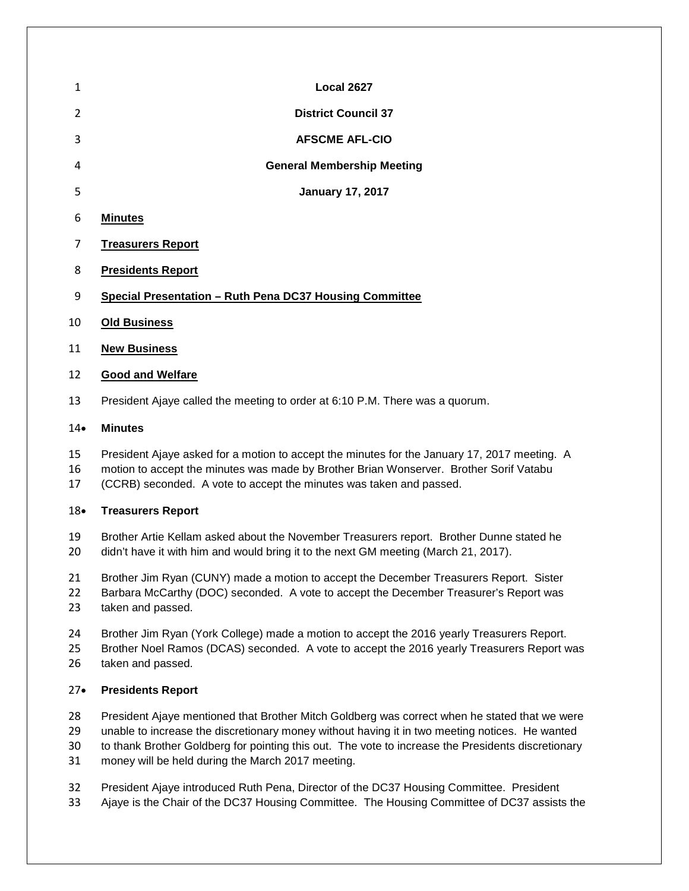**Local 2627**

**District Council 37**

**AFSCME AFL-CIO**

**General Membership Meeting**

**January 17, 2017**

**Minutes**

**Treasurers Report**

**Presidents Report**

**Special Presentation – Ruth Pena DC37 Housing Committee**

**Old Business**

**New Business**

**Good and Welfare**

President Ajaye called the meeting to order at 6:10 P.M. There was a quorum.

- **Minutes**

President Ajaye asked for a motion to accept the minutes for the January 17, 2017 meeting. A motion to accept the minutes was made by Brother Brian Wonserver. Brother Sorif Vatabu (CCRB) seconded. A vote to accept the minutes was taken and passed.

- **Treasurers Report**

Brother Artie Kellam asked about the November Treasurers report. Brother Dunne stated he didn't have it with him and would bring it to the next GM meeting (March 21, 2017).

Brother Jim Ryan (CUNY) made a motion to accept the December Treasurers Report. Sister Barbara McCarthy (DOC) seconded. A vote to accept the December Treasurer's Report was taken and passed.

Brother Jim Ryan (York College) made a motion to accept the 2016 yearly Treasurers Report. Brother Noel Ramos (DCAS) seconded. A vote to accept the 2016 yearly Treasurers Report was taken and passed.

- **Presidents Report**

President Ajaye mentioned that Brother Mitch Goldberg was correct when he stated that we were unable to increase the discretionary money without having it in two meeting notices. He wanted to thank Brother Goldberg for pointing this out. The vote to increase the Presidents discretionary money will be held during the March 2017 meeting.

President Ajaye introduced Ruth Pena, Director of the DC37 Housing Committee. President Ajaye is the Chair of the DC37 Housing Committee. The Housing Committee of DC37 assists the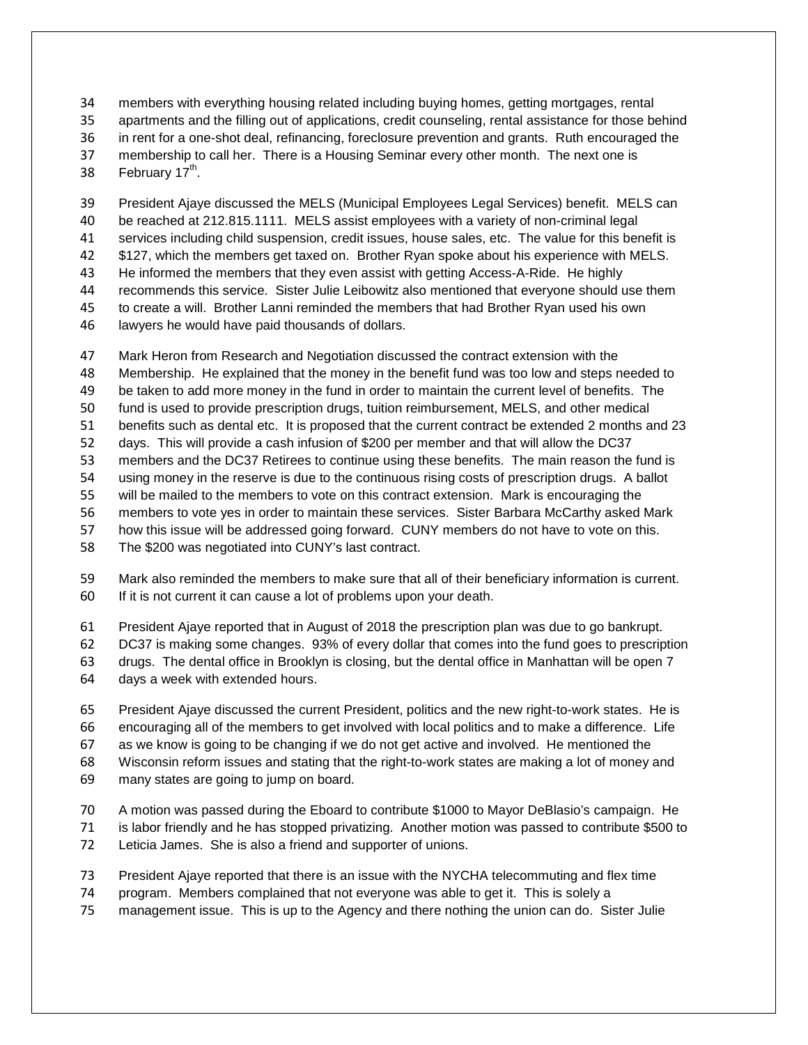members with everything housing related including buying homes, getting mortgages, rental apartments and the filling out of applications, credit counseling, rental assistance for those behind in rent for a one-shot deal, refinancing, foreclosure prevention and grants. Ruth encouraged the membership to call her. There is a Housing Seminar every other month. The next one is February 17th.

President Ajaye discussed the MELS (Municipal Employees Legal Services) benefit. MELS can be reached at 212.815.1111. MELS assist employees with a variety of non-criminal legal services including child suspension, credit issues, house sales, etc. The value for this benefit is $127, which the members get taxed on. Brother Ryan spoke about his experience with MELS. He informed the members that they even assist with getting Access-A-Ride. He highly recommends this service. Sister Julie Leibowitz also mentioned that everyone should use them to create a will. Brother Lanni reminded the members that had Brother Ryan used his own lawyers he would have paid thousands of dollars.

Mark Heron from Research and Negotiation discussed the contract extension with the Membership. He explained that the money in the benefit fund was too low and steps needed to be taken to add more money in the fund in order to maintain the current level of benefits. The fund is used to provide prescription drugs, tuition reimbursement, MELS, and other medical benefits such as dental etc. It is proposed that the current contract be extended 2 months and 23 days. This will provide a cash infusion of $200 per member and that will allow the DC37 members and the DC37 Retirees to continue using these benefits. The main reason the fund is using money in the reserve is due to the continuous rising costs of prescription drugs. A ballot will be mailed to the members to vote on this contract extension. Mark is encouraging the members to vote yes in order to maintain these services. Sister Barbara McCarthy asked Mark how this issue will be addressed going forward. CUNY members do not have to vote on this. The $200 was negotiated into CUNY's last contract.

Mark also reminded the members to make sure that all of their beneficiary information is current. If it is not current it can cause a lot of problems upon your death.

President Ajaye reported that in August of 2018 the prescription plan was due to go bankrupt. DC37 is making some changes. 93% of every dollar that comes into the fund goes to prescription drugs. The dental office in Brooklyn is closing, but the dental office in Manhattan will be open 7 days a week with extended hours.

President Ajaye discussed the current President, politics and the new right-to-work states. He is encouraging all of the members to get involved with local politics and to make a difference. Life as we know is going to be changing if we do not get active and involved. He mentioned the Wisconsin reform issues and stating that the right-to-work states are making a lot of money and many states are going to jump on board.

A motion was passed during the Eboard to contribute $1000 to Mayor DeBlasio's campaign. He is labor friendly and he has stopped privatizing. Another motion was passed to contribute $500 to Leticia James. She is also a friend and supporter of unions.

President Ajaye reported that there is an issue with the NYCHA telecommuting and flex time program. Members complained that not everyone was able to get it. This is solely a management issue. This is up to the Agency and there nothing the union can do. Sister Julie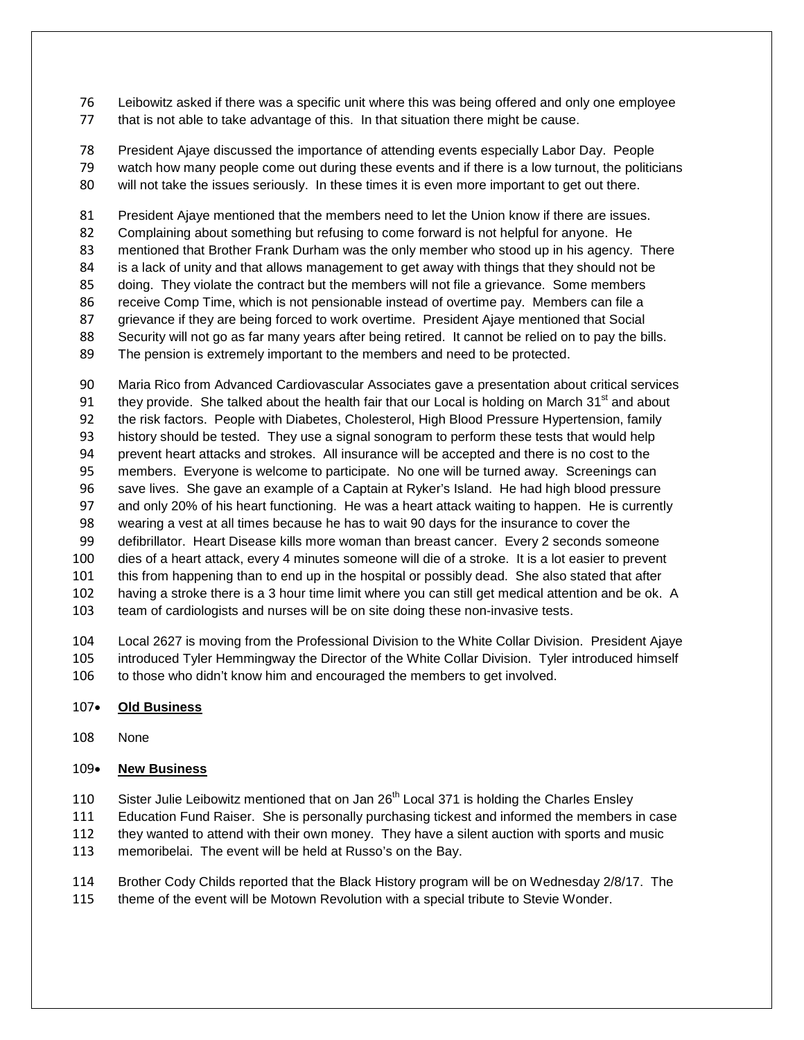Leibowitz asked if there was a specific unit where this was being offered and only one employee that is not able to take advantage of this. In that situation there might be cause.

President Ajaye discussed the importance of attending events especially Labor Day. People watch how many people come out during these events and if there is a low turnout, the politicians will not take the issues seriously. In these times it is even more important to get out there.

President Ajaye mentioned that the members need to let the Union know if there are issues. Complaining about something but refusing to come forward is not helpful for anyone. He mentioned that Brother Frank Durham was the only member who stood up in his agency. There is a lack of unity and that allows management to get away with things that they should not be doing. They violate the contract but the members will not file a grievance. Some members receive Comp Time, which is not pensionable instead of overtime pay. Members can file a grievance if they are being forced to work overtime. President Ajaye mentioned that Social Security will not go as far many years after being retired. It cannot be relied on to pay the bills. The pension is extremely important to the members and need to be protected.

Maria Rico from Advanced Cardiovascular Associates gave a presentation about critical services they provide. She talked about the health fair that our Local is holding on March 31st and about the risk factors. People with Diabetes, Cholesterol, High Blood Pressure Hypertension, family history should be tested. They use a signal sonogram to perform these tests that would help prevent heart attacks and strokes. All insurance will be accepted and there is no cost to the members. Everyone is welcome to participate. No one will be turned away. Screenings can save lives. She gave an example of a Captain at Ryker's Island. He had high blood pressure and only 20% of his heart functioning. He was a heart attack waiting to happen. He is currently wearing a vest at all times because he has to wait 90 days for the insurance to cover the defibrillator. Heart Disease kills more woman than breast cancer. Every 2 seconds someone dies of a heart attack, every 4 minutes someone will die of a stroke. It is a lot easier to prevent this from happening than to end up in the hospital or possibly dead. She also stated that after having a stroke there is a 3 hour time limit where you can still get medical attention and be ok. A team of cardiologists and nurses will be on site doing these non-invasive tests.

Local 2627 is moving from the Professional Division to the White Collar Division. President Ajaye introduced Tyler Hemmingway the Director of the White Collar Division. Tyler introduced himself to those who didn't know him and encouraged the members to get involved.

- **Old Business**

None

- **New Business**

Sister Julie Leibowitz mentioned that on Jan 26th Local 371 is holding the Charles Ensley Education Fund Raiser. She is personally purchasing tickest and informed the members in case they wanted to attend with their own money. They have a silent auction with sports and music memoribelai. The event will be held at Russo's on the Bay.

Brother Cody Childs reported that the Black History program will be on Wednesday 2/8/17. The theme of the event will be Motown Revolution with a special tribute to Stevie Wonder.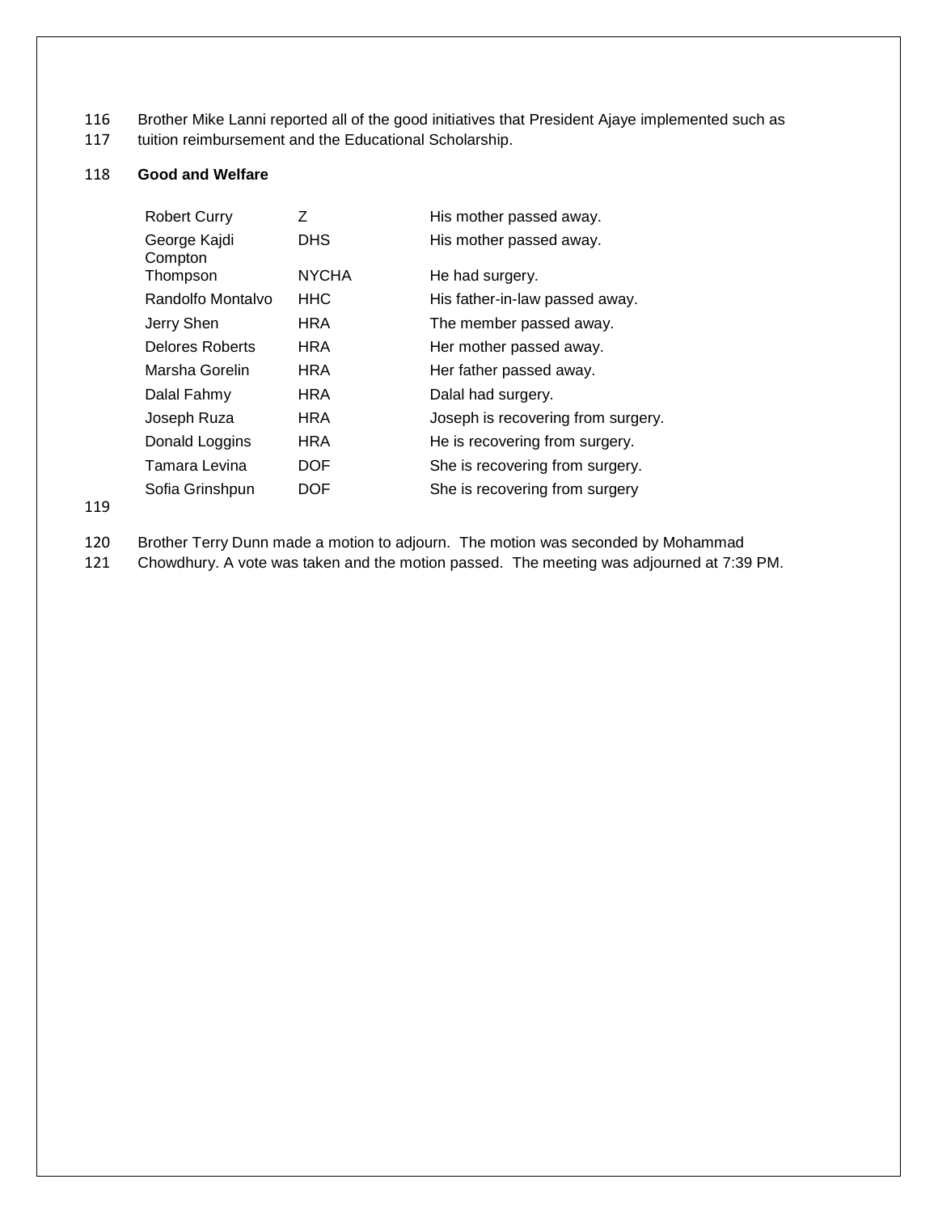116 Brother Mike Lanni reported all of the good initiatives that President Ajaye implemented such as
117 tuition reimbursement and the Educational Scholarship.

118 **Good and Welfare**

| | | |
|---|---|---|
| Robert Curry | Z | His mother passed away. |
| George Kajdi | DHS | His mother passed away. |
| Compton Thompson | NYCHA | He had surgery. |
| Randolfo Montalvo | HHC | His father-in-law passed away. |
| Jerry Shen | HRA | The member passed away. |
| Delores Roberts | HRA | Her mother passed away. |
| Marsha Gorelin | HRA | Her father passed away. |
| Dalal Fahmy | HRA | Dalal had surgery. |
| Joseph Ruza | HRA | Joseph is recovering from surgery. |
| Donald Loggins | HRA | He is recovering from surgery. |
| Tamara Levina | DOF | She is recovering from surgery. |
| Sofia Grinshpun | DOF | She is recovering from surgery |

119

120 Brother Terry Dunn made a motion to adjourn. The motion was seconded by Mohammad
121 Chowdhury. A vote was taken and the motion passed. The meeting was adjourned at 7:39 PM.